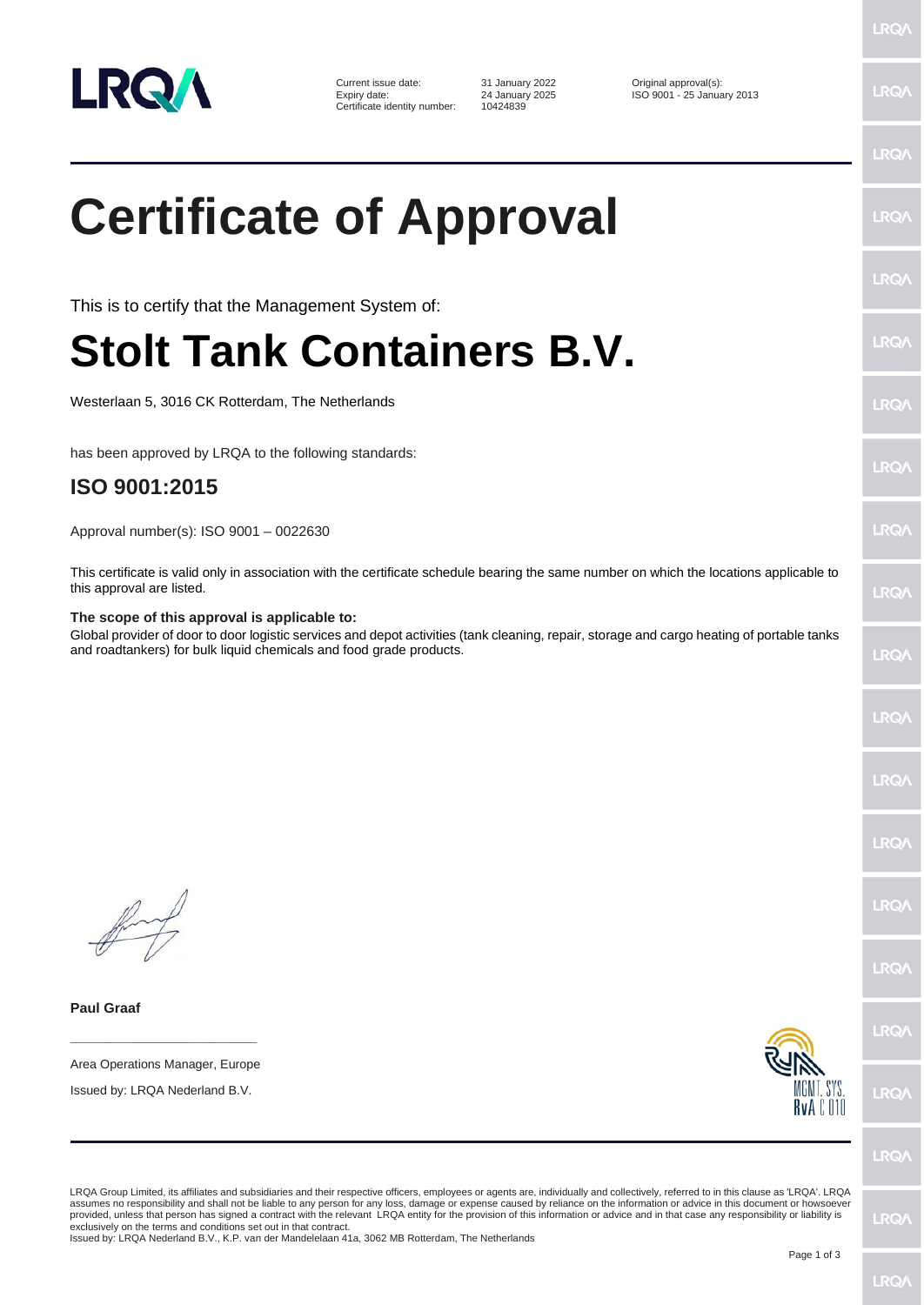Current issue date: 31 January 2022
Expiry date: 24 January 2025
Certificate identity number: 10424839

Original approval(s):
ISO 9001 - 25 January 2013

# Certificate of Approval

This is to certify that the Management System of:

# Stolt Tank Containers B.V.

Westerlaan 5, 3016 CK Rotterdam, The Netherlands

has been approved by LRQA to the following standards:

## ISO 9001:2015

Approval number(s): ISO 9001 – 0022630

This certificate is valid only in association with the certificate schedule bearing the same number on which the locations applicable to this approval are listed.

**The scope of this approval is applicable to:**
Global provider of door to door logistic services and depot activities (tank cleaning, repair, storage and cargo heating of portable tanks and roadtankers) for bulk liquid chemicals and food grade products.

**Paul Graaf**

Area Operations Manager, Europe

Issued by: LRQA Nederland B.V.

MGNT. SYS. RvA C 010

LRQA Group Limited, its affiliates and subsidiaries and their respective officers, employees or agents are, individually and collectively, referred to in this clause as 'LRQA'. LRQA assumes no responsibility and shall not be liable to any person for any loss, damage or expense caused by reliance on the information or advice in this document or howsoever provided, unless that person has signed a contract with the relevant LRQA entity for the provision of this information or advice and in that case any responsibility or liability is exclusively on the terms and conditions set out in that contract.
Issued by: LRQA Nederland B.V., K.P. van der Mandelelaan 41a, 3062 MB Rotterdam, The Netherlands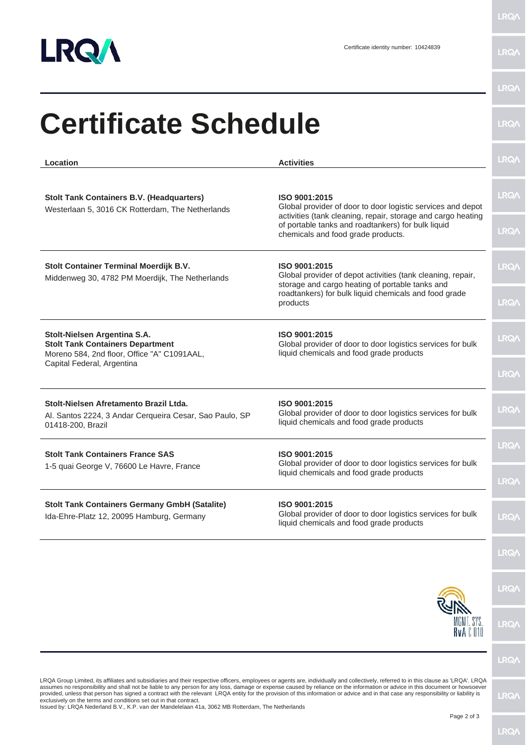Certificate identity number: 10424839

# Certificate Schedule

| Location | Activities |
|---|---|
| **Stolt Tank Containers B.V. (Headquarters)**<br>Westerlaan 5, 3016 CK Rotterdam, The Netherlands | **ISO 9001:2015**<br>Global provider of door to door logistic services and depot activities (tank cleaning, repair, storage and cargo heating of portable tanks and roadtankers) for bulk liquid chemicals and food grade products. |
| **Stolt Container Terminal Moerdijk B.V.**<br>Middenweg 30, 4782 PM Moerdijk, The Netherlands | **ISO 9001:2015**<br>Global provider of depot activities (tank cleaning, repair, storage and cargo heating of portable tanks and roadtankers) for bulk liquid chemicals and food grade products |
| **Stolt-Nielsen Argentina S.A.**<br>**Stolt Tank Containers Department**<br>Moreno 584, 2nd floor, Office "A" C1091AAL, Capital Federal, Argentina | **ISO 9001:2015**<br>Global provider of door to door logistics services for bulk liquid chemicals and food grade products |
| **Stolt-Nielsen Afretamento Brazil Ltda.**<br>Al. Santos 2224, 3 Andar Cerqueira Cesar, Sao Paulo, SP 01418-200, Brazil | **ISO 9001:2015**<br>Global provider of door to door logistics services for bulk liquid chemicals and food grade products |
| **Stolt Tank Containers France SAS**<br>1-5 quai George V, 76600 Le Havre, France | **ISO 9001:2015**<br>Global provider of door to door logistics services for bulk liquid chemicals and food grade products |
| **Stolt Tank Containers Germany GmbH (Satalite)**<br>Ida-Ehre-Platz 12, 20095 Hamburg, Germany | **ISO 9001:2015**<br>Global provider of door to door logistics services for bulk liquid chemicals and food grade products |

MGMT. SYS.
RvA C 010

LRQA Group Limited, its affiliates and subsidiaries and their respective officers, employees or agents are, individually and collectively, referred to in this clause as 'LRQA'. LRQA assumes no responsibility and shall not be liable to any person for any loss, damage or expense caused by reliance on the information or advice in this document or howsoever provided, unless that person has signed a contract with the relevant LRQA entity for the provision of this information or advice and in that case any responsibility or liability is exclusively on the terms and conditions set out in that contract.
Issued by: LRQA Nederland B.V., K.P. van der Mandelelaan 41a, 3062 MB Rotterdam, The Netherlands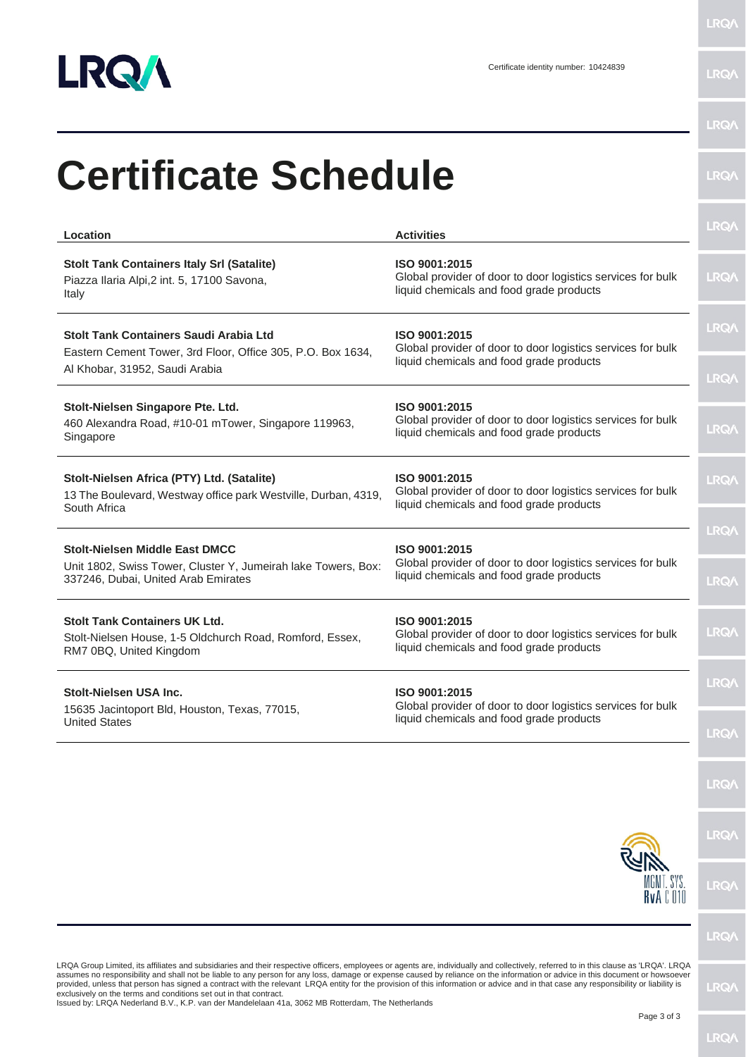Certificate identity number: 10424839

# Certificate Schedule

| Location | Activities |
|---|---|
| **Stolt Tank Containers Italy Srl (Satalite)**<br>Piazza Ilaria Alpi,2 int. 5, 17100 Savona, Italy | **ISO 9001:2015**<br>Global provider of door to door logistics services for bulk liquid chemicals and food grade products |
| **Stolt Tank Containers Saudi Arabia Ltd**<br>Eastern Cement Tower, 3rd Floor, Office 305, P.O. Box 1634, Al Khobar, 31952, Saudi Arabia | **ISO 9001:2015**<br>Global provider of door to door logistics services for bulk liquid chemicals and food grade products |
| **Stolt-Nielsen Singapore Pte. Ltd.**<br>460 Alexandra Road, #10-01 mTower, Singapore 119963, Singapore | **ISO 9001:2015**<br>Global provider of door to door logistics services for bulk liquid chemicals and food grade products |
| **Stolt-Nielsen Africa (PTY) Ltd. (Satalite)**<br>13 The Boulevard, Westway office park Westville, Durban, 4319, South Africa | **ISO 9001:2015**<br>Global provider of door to door logistics services for bulk liquid chemicals and food grade products |
| **Stolt-Nielsen Middle East DMCC**<br>Unit 1802, Swiss Tower, Cluster Y, Jumeirah lake Towers, Box: 337246, Dubai, United Arab Emirates | **ISO 9001:2015**<br>Global provider of door to door logistics services for bulk liquid chemicals and food grade products |
| **Stolt Tank Containers UK Ltd.**<br>Stolt-Nielsen House, 1-5 Oldchurch Road, Romford, Essex, RM7 0BQ, United Kingdom | **ISO 9001:2015**<br>Global provider of door to door logistics services for bulk liquid chemicals and food grade products |
| **Stolt-Nielsen USA Inc.**<br>15635 Jacintoport Bld, Houston, Texas, 77015, United States | **ISO 9001:2015**<br>Global provider of door to door logistics services for bulk liquid chemicals and food grade products |

MGMT. SYS.
RvA C 010

LRQA Group Limited, its affiliates and subsidiaries and their respective officers, employees or agents are, individually and collectively, referred to in this clause as 'LRQA'. LRQA assumes no responsibility and shall not be liable to any person for any loss, damage or expense caused by reliance on the information or advice in this document or howsoever provided, unless that person has signed a contract with the relevant LRQA entity for the provision of this information or advice and in that case any responsibility or liability is exclusively on the terms and conditions set out in that contract.

Issued by: LRQA Nederland B.V., K.P. van der Mandelelaan 41a, 3062 MB Rotterdam, The Netherlands